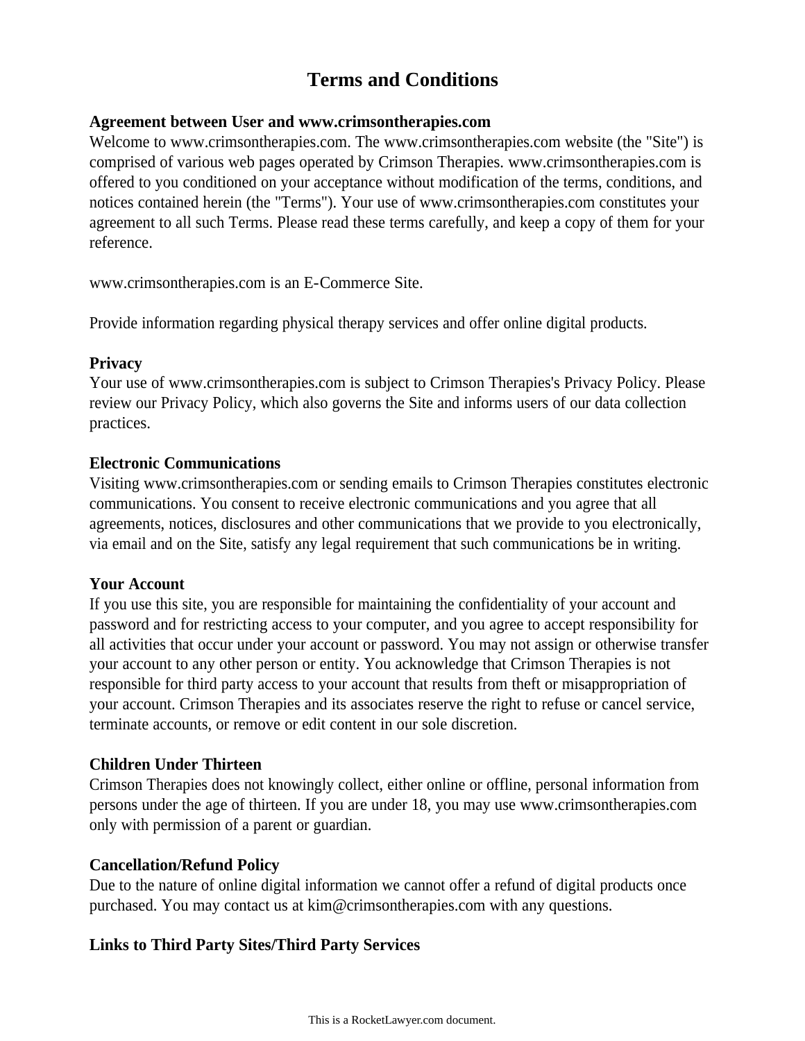# Terms and Conditions

**Agreement between User and www.crimsontherapies.com**

Welcome to www.crimsontherapies.com. The www.crimsontherapies.com website (the "Site") is comprised of various web pages operated by Crimson Therapies. www.crimsontherapies.com is offered to you conditioned on your acceptance without modification of the terms, conditions, and notices contained herein (the "Terms"). Your use of www.crimsontherapies.com constitutes your agreement to all such Terms. Please read these terms carefully, and keep a copy of them for your reference.

www.crimsontherapies.com is an E-Commerce Site.

Provide information regarding physical therapy services and offer online digital products.

**Privacy**

Your use of www.crimsontherapies.com is subject to Crimson Therapies's Privacy Policy. Please review our Privacy Policy, which also governs the Site and informs users of our data collection practices.

**Electronic Communications**

Visiting www.crimsontherapies.com or sending emails to Crimson Therapies constitutes electronic communications. You consent to receive electronic communications and you agree that all agreements, notices, disclosures and other communications that we provide to you electronically, via email and on the Site, satisfy any legal requirement that such communications be in writing.

**Your Account**

If you use this site, you are responsible for maintaining the confidentiality of your account and password and for restricting access to your computer, and you agree to accept responsibility for all activities that occur under your account or password. You may not assign or otherwise transfer your account to any other person or entity. You acknowledge that Crimson Therapies is not responsible for third party access to your account that results from theft or misappropriation of your account. Crimson Therapies and its associates reserve the right to refuse or cancel service, terminate accounts, or remove or edit content in our sole discretion.

**Children Under Thirteen**

Crimson Therapies does not knowingly collect, either online or offline, personal information from persons under the age of thirteen. If you are under 18, you may use www.crimsontherapies.com only with permission of a parent or guardian.

**Cancellation/Refund Policy**

Due to the nature of online digital information we cannot offer a refund of digital products once purchased. You may contact us at kim@crimsontherapies.com with any questions.

**Links to Third Party Sites/Third Party Services**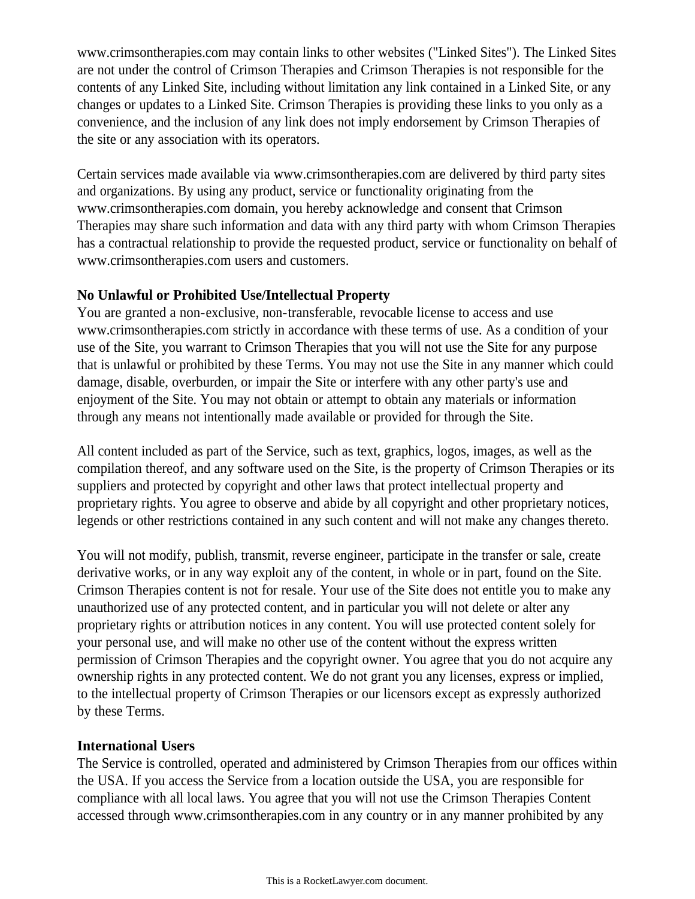www.crimsontherapies.com may contain links to other websites ("Linked Sites"). The Linked Sites are not under the control of Crimson Therapies and Crimson Therapies is not responsible for the contents of any Linked Site, including without limitation any link contained in a Linked Site, or any changes or updates to a Linked Site. Crimson Therapies is providing these links to you only as a convenience, and the inclusion of any link does not imply endorsement by Crimson Therapies of the site or any association with its operators.

Certain services made available via www.crimsontherapies.com are delivered by third party sites and organizations. By using any product, service or functionality originating from the www.crimsontherapies.com domain, you hereby acknowledge and consent that Crimson Therapies may share such information and data with any third party with whom Crimson Therapies has a contractual relationship to provide the requested product, service or functionality on behalf of www.crimsontherapies.com users and customers.

**No Unlawful or Prohibited Use/Intellectual Property**
You are granted a non-exclusive, non-transferable, revocable license to access and use www.crimsontherapies.com strictly in accordance with these terms of use. As a condition of your use of the Site, you warrant to Crimson Therapies that you will not use the Site for any purpose that is unlawful or prohibited by these Terms. You may not use the Site in any manner which could damage, disable, overburden, or impair the Site or interfere with any other party's use and enjoyment of the Site. You may not obtain or attempt to obtain any materials or information through any means not intentionally made available or provided for through the Site.

All content included as part of the Service, such as text, graphics, logos, images, as well as the compilation thereof, and any software used on the Site, is the property of Crimson Therapies or its suppliers and protected by copyright and other laws that protect intellectual property and proprietary rights. You agree to observe and abide by all copyright and other proprietary notices, legends or other restrictions contained in any such content and will not make any changes thereto.

You will not modify, publish, transmit, reverse engineer, participate in the transfer or sale, create derivative works, or in any way exploit any of the content, in whole or in part, found on the Site. Crimson Therapies content is not for resale. Your use of the Site does not entitle you to make any unauthorized use of any protected content, and in particular you will not delete or alter any proprietary rights or attribution notices in any content. You will use protected content solely for your personal use, and will make no other use of the content without the express written permission of Crimson Therapies and the copyright owner. You agree that you do not acquire any ownership rights in any protected content. We do not grant you any licenses, express or implied, to the intellectual property of Crimson Therapies or our licensors except as expressly authorized by these Terms.

**International Users**
The Service is controlled, operated and administered by Crimson Therapies from our offices within the USA. If you access the Service from a location outside the USA, you are responsible for compliance with all local laws. You agree that you will not use the Crimson Therapies Content accessed through www.crimsontherapies.com in any country or in any manner prohibited by any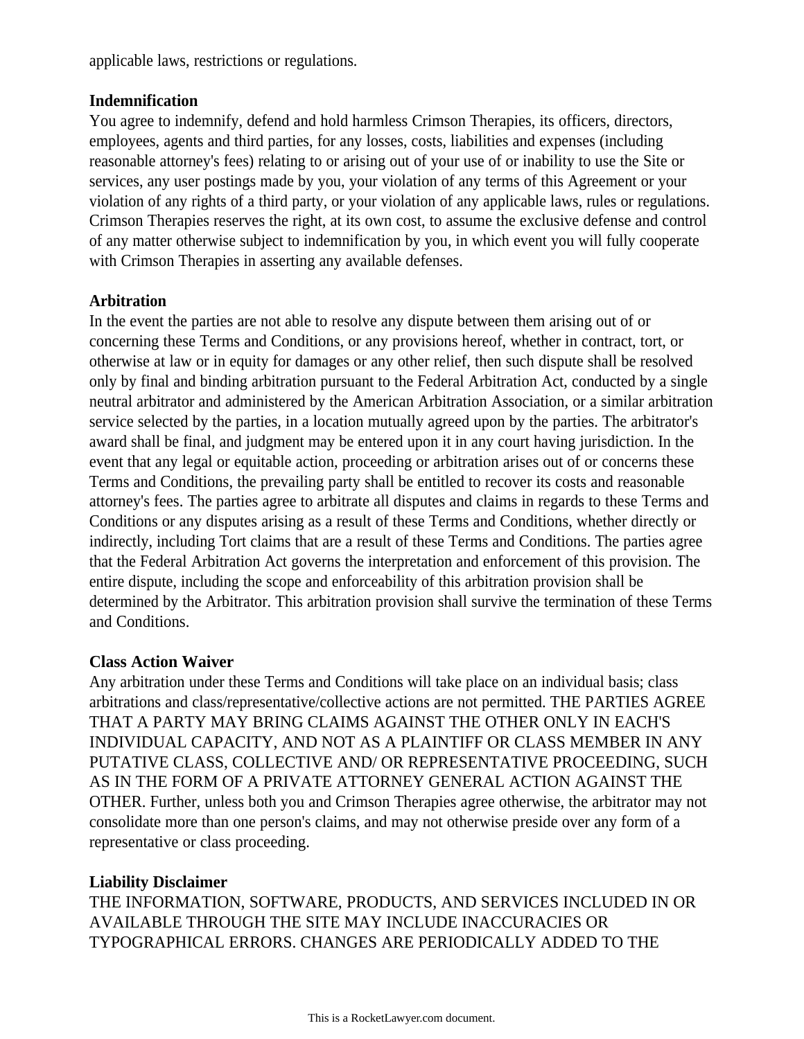applicable laws, restrictions or regulations.

**Indemnification**

You agree to indemnify, defend and hold harmless Crimson Therapies, its officers, directors, employees, agents and third parties, for any losses, costs, liabilities and expenses (including reasonable attorney's fees) relating to or arising out of your use of or inability to use the Site or services, any user postings made by you, your violation of any terms of this Agreement or your violation of any rights of a third party, or your violation of any applicable laws, rules or regulations. Crimson Therapies reserves the right, at its own cost, to assume the exclusive defense and control of any matter otherwise subject to indemnification by you, in which event you will fully cooperate with Crimson Therapies in asserting any available defenses.

**Arbitration**

In the event the parties are not able to resolve any dispute between them arising out of or concerning these Terms and Conditions, or any provisions hereof, whether in contract, tort, or otherwise at law or in equity for damages or any other relief, then such dispute shall be resolved only by final and binding arbitration pursuant to the Federal Arbitration Act, conducted by a single neutral arbitrator and administered by the American Arbitration Association, or a similar arbitration service selected by the parties, in a location mutually agreed upon by the parties. The arbitrator's award shall be final, and judgment may be entered upon it in any court having jurisdiction. In the event that any legal or equitable action, proceeding or arbitration arises out of or concerns these Terms and Conditions, the prevailing party shall be entitled to recover its costs and reasonable attorney's fees. The parties agree to arbitrate all disputes and claims in regards to these Terms and Conditions or any disputes arising as a result of these Terms and Conditions, whether directly or indirectly, including Tort claims that are a result of these Terms and Conditions. The parties agree that the Federal Arbitration Act governs the interpretation and enforcement of this provision. The entire dispute, including the scope and enforceability of this arbitration provision shall be determined by the Arbitrator. This arbitration provision shall survive the termination of these Terms and Conditions.

**Class Action Waiver**

Any arbitration under these Terms and Conditions will take place on an individual basis; class arbitrations and class/representative/collective actions are not permitted. THE PARTIES AGREE THAT A PARTY MAY BRING CLAIMS AGAINST THE OTHER ONLY IN EACH'S INDIVIDUAL CAPACITY, AND NOT AS A PLAINTIFF OR CLASS MEMBER IN ANY PUTATIVE CLASS, COLLECTIVE AND/ OR REPRESENTATIVE PROCEEDING, SUCH AS IN THE FORM OF A PRIVATE ATTORNEY GENERAL ACTION AGAINST THE OTHER. Further, unless both you and Crimson Therapies agree otherwise, the arbitrator may not consolidate more than one person's claims, and may not otherwise preside over any form of a representative or class proceeding.

**Liability Disclaimer**

THE INFORMATION, SOFTWARE, PRODUCTS, AND SERVICES INCLUDED IN OR AVAILABLE THROUGH THE SITE MAY INCLUDE INACCURACIES OR TYPOGRAPHICAL ERRORS. CHANGES ARE PERIODICALLY ADDED TO THE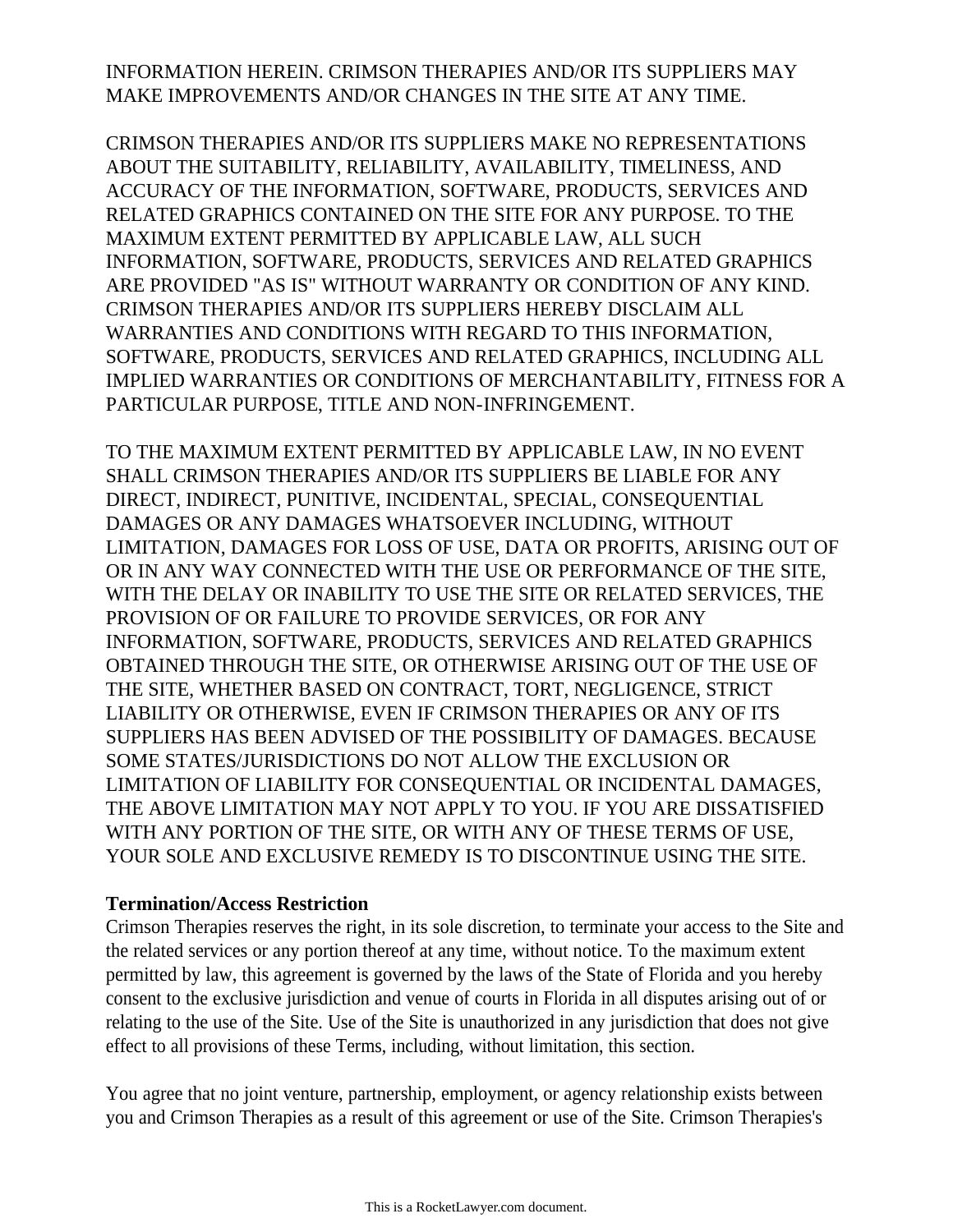INFORMATION HEREIN. CRIMSON THERAPIES AND/OR ITS SUPPLIERS MAY MAKE IMPROVEMENTS AND/OR CHANGES IN THE SITE AT ANY TIME.

CRIMSON THERAPIES AND/OR ITS SUPPLIERS MAKE NO REPRESENTATIONS ABOUT THE SUITABILITY, RELIABILITY, AVAILABILITY, TIMELINESS, AND ACCURACY OF THE INFORMATION, SOFTWARE, PRODUCTS, SERVICES AND RELATED GRAPHICS CONTAINED ON THE SITE FOR ANY PURPOSE. TO THE MAXIMUM EXTENT PERMITTED BY APPLICABLE LAW, ALL SUCH INFORMATION, SOFTWARE, PRODUCTS, SERVICES AND RELATED GRAPHICS ARE PROVIDED "AS IS" WITHOUT WARRANTY OR CONDITION OF ANY KIND. CRIMSON THERAPIES AND/OR ITS SUPPLIERS HEREBY DISCLAIM ALL WARRANTIES AND CONDITIONS WITH REGARD TO THIS INFORMATION, SOFTWARE, PRODUCTS, SERVICES AND RELATED GRAPHICS, INCLUDING ALL IMPLIED WARRANTIES OR CONDITIONS OF MERCHANTABILITY, FITNESS FOR A PARTICULAR PURPOSE, TITLE AND NON-INFRINGEMENT.

TO THE MAXIMUM EXTENT PERMITTED BY APPLICABLE LAW, IN NO EVENT SHALL CRIMSON THERAPIES AND/OR ITS SUPPLIERS BE LIABLE FOR ANY DIRECT, INDIRECT, PUNITIVE, INCIDENTAL, SPECIAL, CONSEQUENTIAL DAMAGES OR ANY DAMAGES WHATSOEVER INCLUDING, WITHOUT LIMITATION, DAMAGES FOR LOSS OF USE, DATA OR PROFITS, ARISING OUT OF OR IN ANY WAY CONNECTED WITH THE USE OR PERFORMANCE OF THE SITE, WITH THE DELAY OR INABILITY TO USE THE SITE OR RELATED SERVICES, THE PROVISION OF OR FAILURE TO PROVIDE SERVICES, OR FOR ANY INFORMATION, SOFTWARE, PRODUCTS, SERVICES AND RELATED GRAPHICS OBTAINED THROUGH THE SITE, OR OTHERWISE ARISING OUT OF THE USE OF THE SITE, WHETHER BASED ON CONTRACT, TORT, NEGLIGENCE, STRICT LIABILITY OR OTHERWISE, EVEN IF CRIMSON THERAPIES OR ANY OF ITS SUPPLIERS HAS BEEN ADVISED OF THE POSSIBILITY OF DAMAGES. BECAUSE SOME STATES/JURISDICTIONS DO NOT ALLOW THE EXCLUSION OR LIMITATION OF LIABILITY FOR CONSEQUENTIAL OR INCIDENTAL DAMAGES, THE ABOVE LIMITATION MAY NOT APPLY TO YOU. IF YOU ARE DISSATISFIED WITH ANY PORTION OF THE SITE, OR WITH ANY OF THESE TERMS OF USE, YOUR SOLE AND EXCLUSIVE REMEDY IS TO DISCONTINUE USING THE SITE.

**Termination/Access Restriction**

Crimson Therapies reserves the right, in its sole discretion, to terminate your access to the Site and the related services or any portion thereof at any time, without notice. To the maximum extent permitted by law, this agreement is governed by the laws of the State of Florida and you hereby consent to the exclusive jurisdiction and venue of courts in Florida in all disputes arising out of or relating to the use of the Site. Use of the Site is unauthorized in any jurisdiction that does not give effect to all provisions of these Terms, including, without limitation, this section.

You agree that no joint venture, partnership, employment, or agency relationship exists between you and Crimson Therapies as a result of this agreement or use of the Site. Crimson Therapies's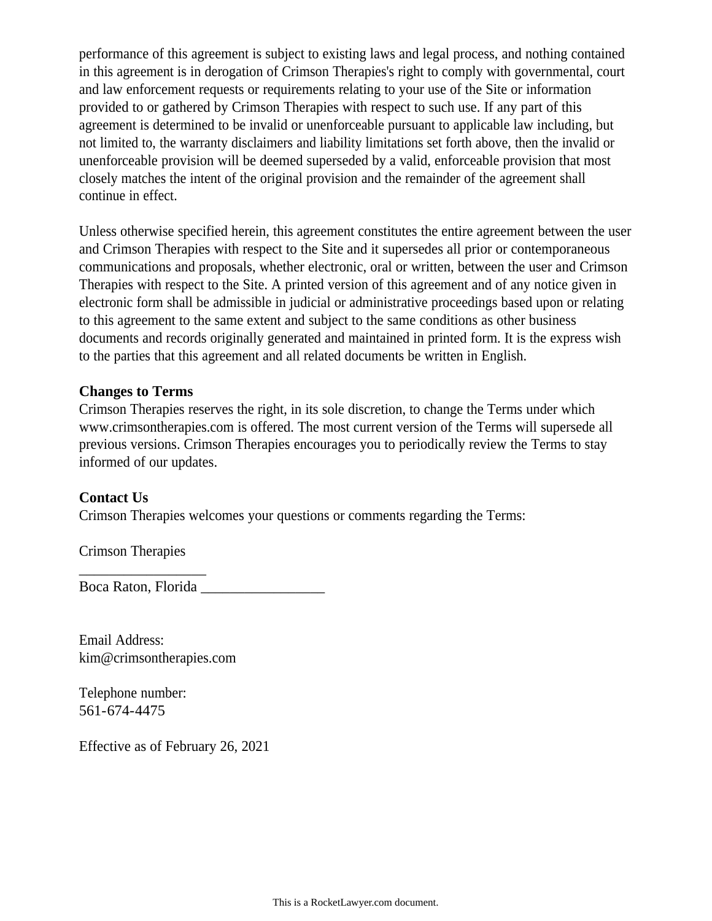performance of this agreement is subject to existing laws and legal process, and nothing contained in this agreement is in derogation of Crimson Therapies's right to comply with governmental, court and law enforcement requests or requirements relating to your use of the Site or information provided to or gathered by Crimson Therapies with respect to such use. If any part of this agreement is determined to be invalid or unenforceable pursuant to applicable law including, but not limited to, the warranty disclaimers and liability limitations set forth above, then the invalid or unenforceable provision will be deemed superseded by a valid, enforceable provision that most closely matches the intent of the original provision and the remainder of the agreement shall continue in effect.

Unless otherwise specified herein, this agreement constitutes the entire agreement between the user and Crimson Therapies with respect to the Site and it supersedes all prior or contemporaneous communications and proposals, whether electronic, oral or written, between the user and Crimson Therapies with respect to the Site. A printed version of this agreement and of any notice given in electronic form shall be admissible in judicial or administrative proceedings based upon or relating to this agreement to the same extent and subject to the same conditions as other business documents and records originally generated and maintained in printed form. It is the express wish to the parties that this agreement and all related documents be written in English.

**Changes to Terms**
Crimson Therapies reserves the right, in its sole discretion, to change the Terms under which www.crimsontherapies.com is offered. The most current version of the Terms will supersede all previous versions. Crimson Therapies encourages you to periodically review the Terms to stay informed of our updates.

**Contact Us**
Crimson Therapies welcomes your questions or comments regarding the Terms:

Crimson Therapies
_________________
Boca Raton, Florida _________________

Email Address:
kim@crimsontherapies.com

Telephone number:
561-674-4475

Effective as of February 26, 2021

This is a RocketLawyer.com document.